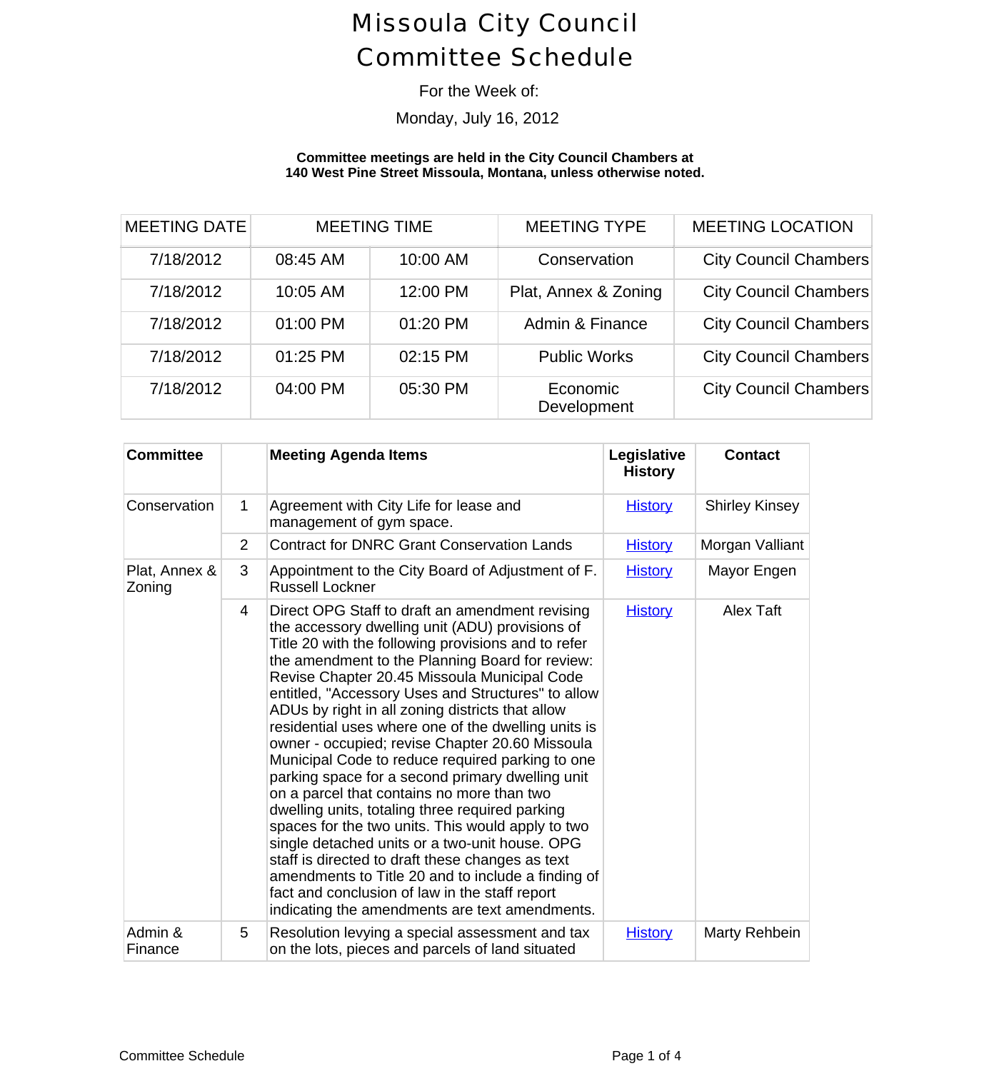# Missoula City Council Committee Schedule

For the Week of:

Monday, July 16, 2012

**Committee meetings are held in the City Council Chambers at 140 West Pine Street Missoula, Montana, unless otherwise noted.**

| MEETING DATE | MEETING TIME | | MEETING TYPE | MEETING LOCATION |
|---|---|---|---|---|
| 7/18/2012 | 08:45 AM | 10:00 AM | Conservation | City Council Chambers |
| 7/18/2012 | 10:05 AM | 12:00 PM | Plat, Annex & Zoning | City Council Chambers |
| 7/18/2012 | 01:00 PM | 01:20 PM | Admin & Finance | City Council Chambers |
| 7/18/2012 | 01:25 PM | 02:15 PM | Public Works | City Council Chambers |
| 7/18/2012 | 04:00 PM | 05:30 PM | Economic Development | City Council Chambers |

| Committee | | Meeting Agenda Items | Legislative History | Contact |
|---|---|---|---|---|
| Conservation | 1 | Agreement with City Life for lease and management of gym space. | History | Shirley Kinsey |
| | 2 | Contract for DNRC Grant Conservation Lands | History | Morgan Valliant |
| Plat, Annex & Zoning | 3 | Appointment to the City Board of Adjustment of F. Russell Lockner | History | Mayor Engen |
| | 4 | Direct OPG Staff to draft an amendment revising the accessory dwelling unit (ADU) provisions of Title 20 with the following provisions and to refer the amendment to the Planning Board for review: Revise Chapter 20.45 Missoula Municipal Code entitled, "Accessory Uses and Structures" to allow ADUs by right in all zoning districts that allow residential uses where one of the dwelling units is owner - occupied; revise Chapter 20.60 Missoula Municipal Code to reduce required parking to one parking space for a second primary dwelling unit on a parcel that contains no more than two dwelling units, totaling three required parking spaces for the two units. This would apply to two single detached units or a two-unit house. OPG staff is directed to draft these changes as text amendments to Title 20 and to include a finding of fact and conclusion of law in the staff report indicating the amendments are text amendments. | History | Alex Taft |
| Admin & Finance | 5 | Resolution levying a special assessment and tax on the lots, pieces and parcels of land situated | History | Marty Rehbein |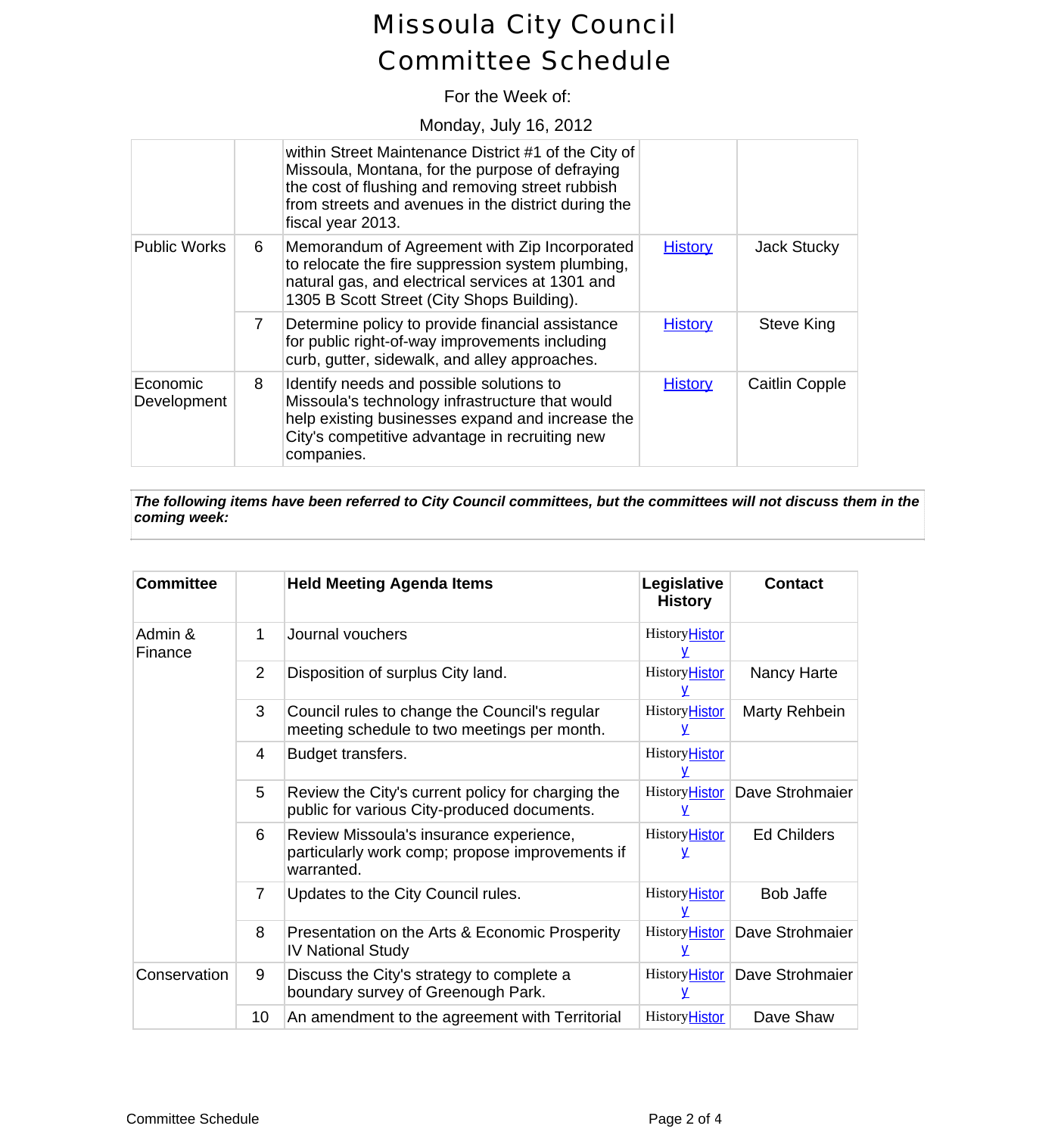# Missoula City Council Committee Schedule

For the Week of:

Monday, July 16, 2012

| | | | | |
|---|---|---|---|---|
| | | within Street Maintenance District #1 of the City of Missoula, Montana, for the purpose of defraying the cost of flushing and removing street rubbish from streets and avenues in the district during the fiscal year 2013. | | |
| Public Works | 6 | Memorandum of Agreement with Zip Incorporated to relocate the fire suppression system plumbing, natural gas, and electrical services at 1301 and 1305 B Scott Street (City Shops Building). | History | Jack Stucky |
| | 7 | Determine policy to provide financial assistance for public right-of-way improvements including curb, gutter, sidewalk, and alley approaches. | History | Steve King |
| Economic Development | 8 | Identify needs and possible solutions to Missoula's technology infrastructure that would help existing businesses expand and increase the City's competitive advantage in recruiting new companies. | History | Caitlin Copple |

***The following items have been referred to City Council committees, but the committees will not discuss them in the coming week:***

| Committee | | Held Meeting Agenda Items | Legislative History | Contact |
|---|---|---|---|---|
| Admin & Finance | 1 | Journal vouchers | HistoryHistory | |
| | 2 | Disposition of surplus City land. | HistoryHistory | Nancy Harte |
| | 3 | Council rules to change the Council's regular meeting schedule to two meetings per month. | HistoryHistory | Marty Rehbein |
| | 4 | Budget transfers. | HistoryHistory | |
| | 5 | Review the City's current policy for charging the public for various City-produced documents. | HistoryHistory | Dave Strohmaier |
| | 6 | Review Missoula's insurance experience, particularly work comp; propose improvements if warranted. | HistoryHistory | Ed Childers |
| | 7 | Updates to the City Council rules. | HistoryHistory | Bob Jaffe |
| | 8 | Presentation on the Arts & Economic Prosperity IV National Study | HistoryHistory | Dave Strohmaier |
| Conservation | 9 | Discuss the City's strategy to complete a boundary survey of Greenough Park. | HistoryHistory | Dave Strohmaier |
| | 10 | An amendment to the agreement with Territorial | HistoryHistor | Dave Shaw |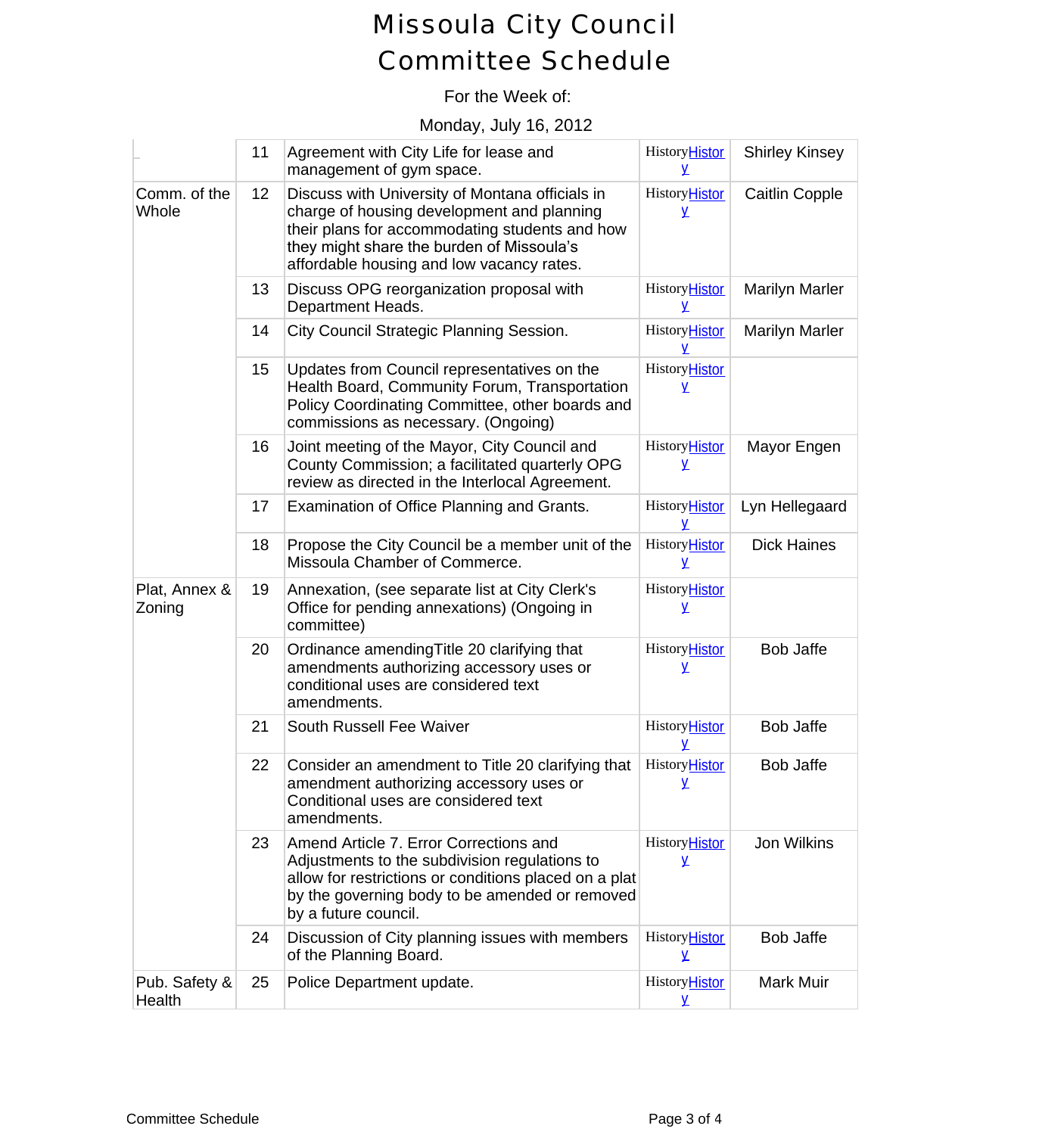# Missoula City Council Committee Schedule

For the Week of:

Monday, July 16, 2012

| | | | | |
|---|---|---|---|---|
| | 11 | Agreement with City Life for lease and management of gym space. | HistoryHistory | Shirley Kinsey |
| Comm. of the Whole | 12 | Discuss with University of Montana officials in charge of housing development and planning their plans for accommodating students and how they might share the burden of Missoula's affordable housing and low vacancy rates. | HistoryHistory | Caitlin Copple |
| | 13 | Discuss OPG reorganization proposal with Department Heads. | HistoryHistory | Marilyn Marler |
| | 14 | City Council Strategic Planning Session. | HistoryHistory | Marilyn Marler |
| | 15 | Updates from Council representatives on the Health Board, Community Forum, Transportation Policy Coordinating Committee, other boards and commissions as necessary. (Ongoing) | HistoryHistory | |
| | 16 | Joint meeting of the Mayor, City Council and County Commission; a facilitated quarterly OPG review as directed in the Interlocal Agreement. | HistoryHistory | Mayor Engen |
| | 17 | Examination of Office Planning and Grants. | HistoryHistory | Lyn Hellegaard |
| | 18 | Propose the City Council be a member unit of the Missoula Chamber of Commerce. | HistoryHistory | Dick Haines |
| Plat, Annex & Zoning | 19 | Annexation, (see separate list at City Clerk's Office for pending annexations) (Ongoing in committee) | HistoryHistory | |
| | 20 | Ordinance amendingTitle 20 clarifying that amendments authorizing accessory uses or conditional uses are considered text amendments. | HistoryHistory | Bob Jaffe |
| | 21 | South Russell Fee Waiver | HistoryHistory | Bob Jaffe |
| | 22 | Consider an amendment to Title 20 clarifying that amendment authorizing accessory uses or Conditional uses are considered text amendments. | HistoryHistory | Bob Jaffe |
| | 23 | Amend Article 7. Error Corrections and Adjustments to the subdivision regulations to allow for restrictions or conditions placed on a plat by the governing body to be amended or removed by a future council. | HistoryHistory | Jon Wilkins |
| | 24 | Discussion of City planning issues with members of the Planning Board. | HistoryHistory | Bob Jaffe |
| Pub. Safety & Health | 25 | Police Department update. | HistoryHistory | Mark Muir |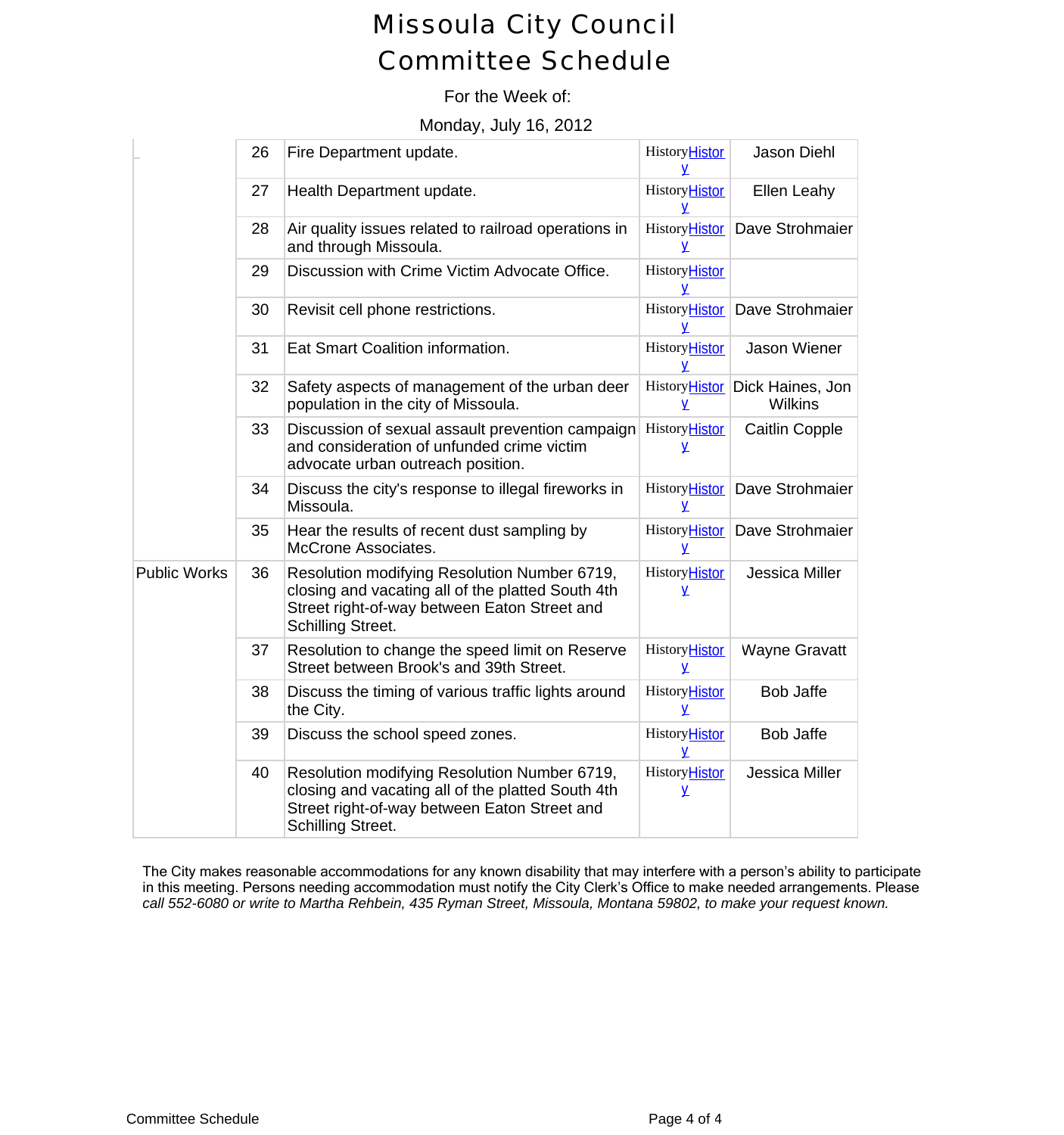# Missoula City Council
# Committee Schedule

For the Week of:

Monday, July 16, 2012

| | | | | |
|---|---|---|---|---|
| | 26 | Fire Department update. | HistoryHistory | Jason Diehl |
| | 27 | Health Department update. | HistoryHistory | Ellen Leahy |
| | 28 | Air quality issues related to railroad operations in and through Missoula. | HistoryHistory | Dave Strohmaier |
| | 29 | Discussion with Crime Victim Advocate Office. | HistoryHistory | |
| | 30 | Revisit cell phone restrictions. | HistoryHistory | Dave Strohmaier |
| | 31 | Eat Smart Coalition information. | HistoryHistory | Jason Wiener |
| | 32 | Safety aspects of management of the urban deer population in the city of Missoula. | HistoryHistory | Dick Haines, Jon Wilkins |
| | 33 | Discussion of sexual assault prevention campaign and consideration of unfunded crime victim advocate urban outreach position. | HistoryHistory | Caitlin Copple |
| | 34 | Discuss the city's response to illegal fireworks in Missoula. | HistoryHistory | Dave Strohmaier |
| | 35 | Hear the results of recent dust sampling by McCrone Associates. | HistoryHistory | Dave Strohmaier |
| Public Works | 36 | Resolution modifying Resolution Number 6719, closing and vacating all of the platted South 4th Street right-of-way between Eaton Street and Schilling Street. | HistoryHistory | Jessica Miller |
| | 37 | Resolution to change the speed limit on Reserve Street between Brook's and 39th Street. | HistoryHistory | Wayne Gravatt |
| | 38 | Discuss the timing of various traffic lights around the City. | HistoryHistory | Bob Jaffe |
| | 39 | Discuss the school speed zones. | HistoryHistory | Bob Jaffe |
| | 40 | Resolution modifying Resolution Number 6719, closing and vacating all of the platted South 4th Street right-of-way between Eaton Street and Schilling Street. | HistoryHistory | Jessica Miller |

The City makes reasonable accommodations for any known disability that may interfere with a person's ability to participate in this meeting. Persons needing accommodation must notify the City Clerk's Office to make needed arrangements. Please *call 552-6080 or write to Martha Rehbein, 435 Ryman Street, Missoula, Montana 59802, to make your request known.*